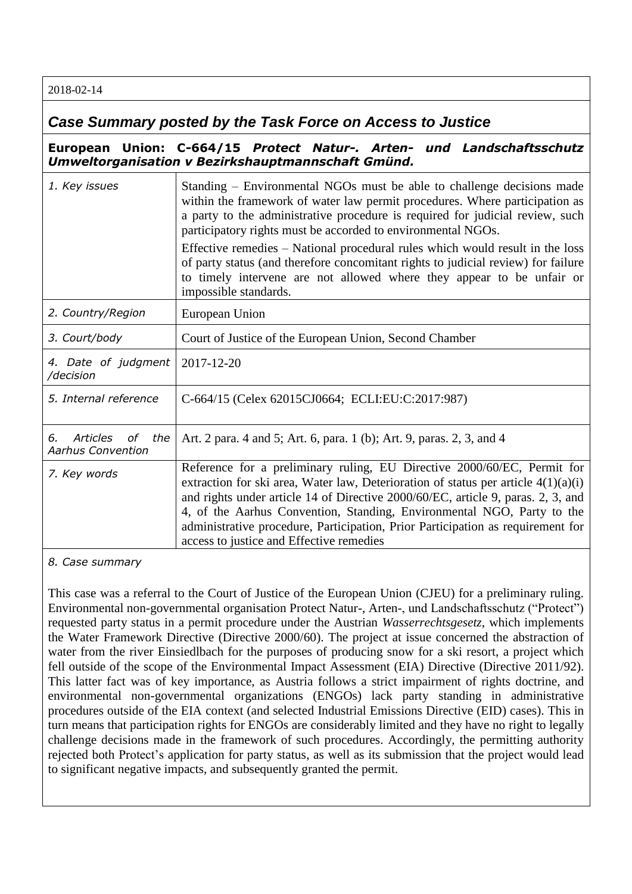2018-02-14

## *Case Summary posted by the Task Force on Access to Justice*

### European Union: C-664/15 *Protect Natur-. Arten- und Landschaftsschutz Umweltorganisation v Bezirkshauptmannschaft Gmünd.*

| | |
|---|---|
| *1. Key issues* | Standing – Environmental NGOs must be able to challenge decisions made within the framework of water law permit procedures. Where participation as a party to the administrative procedure is required for judicial review, such participatory rights must be accorded to environmental NGOs.<br><br>Effective remedies – National procedural rules which would result in the loss of party status (and therefore concomitant rights to judicial review) for failure to timely intervene are not allowed where they appear to be unfair or impossible standards. |
| *2. Country/Region* | European Union |
| *3. Court/body* | Court of Justice of the European Union, Second Chamber |
| *4. Date of judgment /decision* | 2017-12-20 |
| *5. Internal reference* | C-664/15 (Celex 62015CJ0664; ECLI:EU:C:2017:987) |
| *6. Articles of the Aarhus Convention* | Art. 2 para. 4 and 5; Art. 6, para. 1 (b); Art. 9, paras. 2, 3, and 4 |
| *7. Key words* | Reference for a preliminary ruling, EU Directive 2000/60/EC, Permit for extraction for ski area, Water law, Deterioration of status per article 4(1)(a)(i) and rights under article 14 of Directive 2000/60/EC, article 9, paras. 2, 3, and 4, of the Aarhus Convention, Standing, Environmental NGO, Party to the administrative procedure, Participation, Prior Participation as requirement for access to justice and Effective remedies |

*8. Case summary*

This case was a referral to the Court of Justice of the European Union (CJEU) for a preliminary ruling. Environmental non-governmental organisation Protect Natur-, Arten-, und Landschaftsschutz ("Protect") requested party status in a permit procedure under the Austrian *Wasserrechtsgesetz*, which implements the Water Framework Directive (Directive 2000/60). The project at issue concerned the abstraction of water from the river Einsiedlbach for the purposes of producing snow for a ski resort, a project which fell outside of the scope of the Environmental Impact Assessment (EIA) Directive (Directive 2011/92). This latter fact was of key importance, as Austria follows a strict impairment of rights doctrine, and environmental non-governmental organizations (ENGOs) lack party standing in administrative procedures outside of the EIA context (and selected Industrial Emissions Directive (EID) cases). This in turn means that participation rights for ENGOs are considerably limited and they have no right to legally challenge decisions made in the framework of such procedures. Accordingly, the permitting authority rejected both Protect's application for party status, as well as its submission that the project would lead to significant negative impacts, and subsequently granted the permit.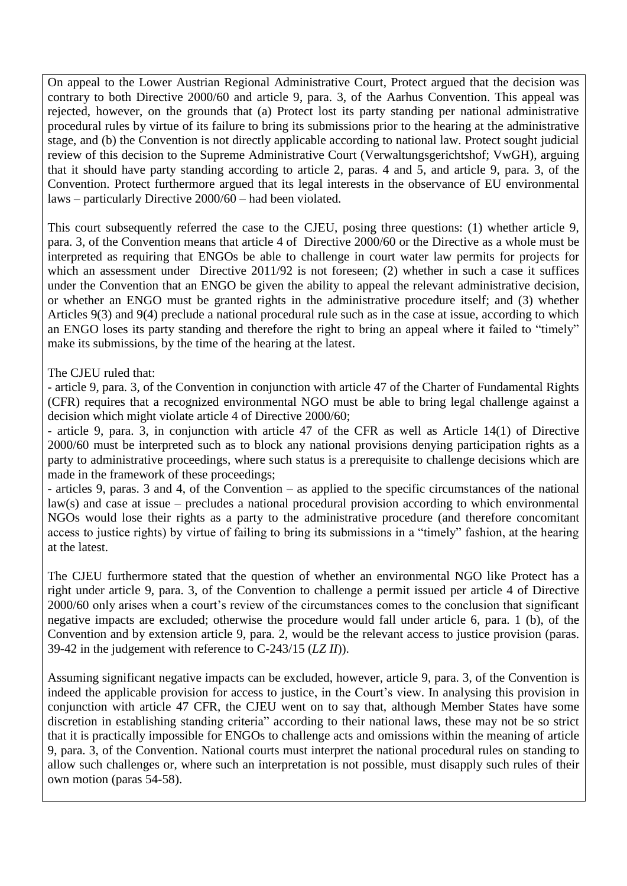On appeal to the Lower Austrian Regional Administrative Court, Protect argued that the decision was contrary to both Directive 2000/60 and article 9, para. 3, of the Aarhus Convention. This appeal was rejected, however, on the grounds that (a) Protect lost its party standing per national administrative procedural rules by virtue of its failure to bring its submissions prior to the hearing at the administrative stage, and (b) the Convention is not directly applicable according to national law. Protect sought judicial review of this decision to the Supreme Administrative Court (Verwaltungsgerichtshof; VwGH), arguing that it should have party standing according to article 2, paras. 4 and 5, and article 9, para. 3, of the Convention. Protect furthermore argued that its legal interests in the observance of EU environmental laws – particularly Directive 2000/60 – had been violated.

This court subsequently referred the case to the CJEU, posing three questions: (1) whether article 9, para. 3, of the Convention means that article 4 of Directive 2000/60 or the Directive as a whole must be interpreted as requiring that ENGOs be able to challenge in court water law permits for projects for which an assessment under Directive 2011/92 is not foreseen; (2) whether in such a case it suffices under the Convention that an ENGO be given the ability to appeal the relevant administrative decision, or whether an ENGO must be granted rights in the administrative procedure itself; and (3) whether Articles 9(3) and 9(4) preclude a national procedural rule such as in the case at issue, according to which an ENGO loses its party standing and therefore the right to bring an appeal where it failed to "timely" make its submissions, by the time of the hearing at the latest.

The CJEU ruled that:

- article 9, para. 3, of the Convention in conjunction with article 47 of the Charter of Fundamental Rights (CFR) requires that a recognized environmental NGO must be able to bring legal challenge against a decision which might violate article 4 of Directive 2000/60;
- article 9, para. 3, in conjunction with article 47 of the CFR as well as Article 14(1) of Directive 2000/60 must be interpreted such as to block any national provisions denying participation rights as a party to administrative proceedings, where such status is a prerequisite to challenge decisions which are made in the framework of these proceedings;
- articles 9, paras. 3 and 4, of the Convention – as applied to the specific circumstances of the national law(s) and case at issue – precludes a national procedural provision according to which environmental NGOs would lose their rights as a party to the administrative procedure (and therefore concomitant access to justice rights) by virtue of failing to bring its submissions in a "timely" fashion, at the hearing at the latest.

The CJEU furthermore stated that the question of whether an environmental NGO like Protect has a right under article 9, para. 3, of the Convention to challenge a permit issued per article 4 of Directive 2000/60 only arises when a court's review of the circumstances comes to the conclusion that significant negative impacts are excluded; otherwise the procedure would fall under article 6, para. 1 (b), of the Convention and by extension article 9, para. 2, would be the relevant access to justice provision (paras. 39-42 in the judgement with reference to C-243/15 (*LZ II*)).

Assuming significant negative impacts can be excluded, however, article 9, para. 3, of the Convention is indeed the applicable provision for access to justice, in the Court's view. In analysing this provision in conjunction with article 47 CFR, the CJEU went on to say that, although Member States have some discretion in establishing standing criteria" according to their national laws, these may not be so strict that it is practically impossible for ENGOs to challenge acts and omissions within the meaning of article 9, para. 3, of the Convention. National courts must interpret the national procedural rules on standing to allow such challenges or, where such an interpretation is not possible, must disapply such rules of their own motion (paras 54-58).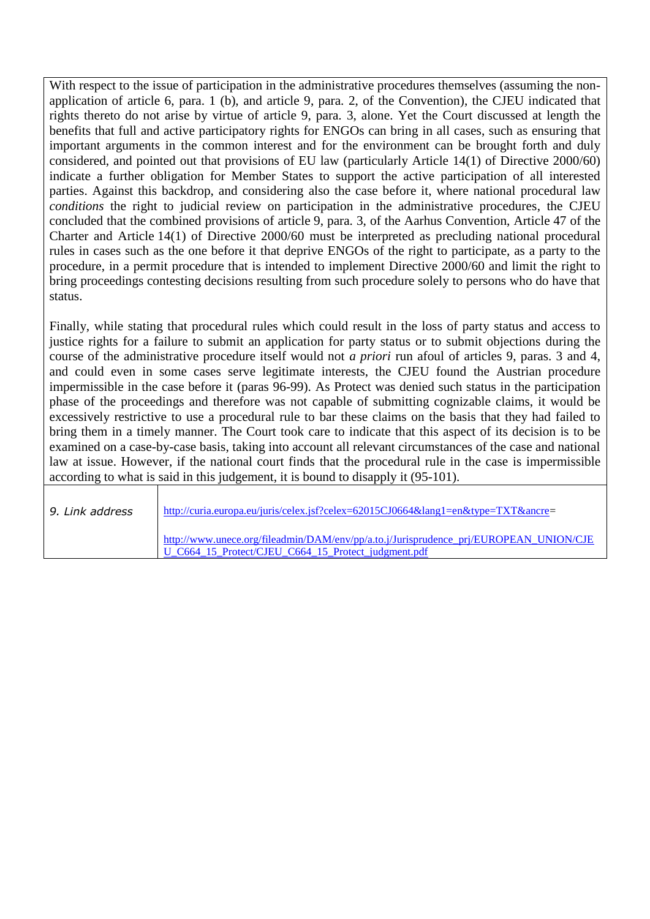With respect to the issue of participation in the administrative procedures themselves (assuming the non-application of article 6, para. 1 (b), and article 9, para. 2, of the Convention), the CJEU indicated that rights thereto do not arise by virtue of article 9, para. 3, alone. Yet the Court discussed at length the benefits that full and active participatory rights for ENGOs can bring in all cases, such as ensuring that important arguments in the common interest and for the environment can be brought forth and duly considered, and pointed out that provisions of EU law (particularly Article 14(1) of Directive 2000/60) indicate a further obligation for Member States to support the active participation of all interested parties. Against this backdrop, and considering also the case before it, where national procedural law *conditions* the right to judicial review on participation in the administrative procedures, the CJEU concluded that the combined provisions of article 9, para. 3, of the Aarhus Convention, Article 47 of the Charter and Article 14(1) of Directive 2000/60 must be interpreted as precluding national procedural rules in cases such as the one before it that deprive ENGOs of the right to participate, as a party to the procedure, in a permit procedure that is intended to implement Directive 2000/60 and limit the right to bring proceedings contesting decisions resulting from such procedure solely to persons who do have that status.

Finally, while stating that procedural rules which could result in the loss of party status and access to justice rights for a failure to submit an application for party status or to submit objections during the course of the administrative procedure itself would not *a priori* run afoul of articles 9, paras. 3 and 4, and could even in some cases serve legitimate interests, the CJEU found the Austrian procedure impermissible in the case before it (paras 96-99). As Protect was denied such status in the participation phase of the proceedings and therefore was not capable of submitting cognizable claims, it would be excessively restrictive to use a procedural rule to bar these claims on the basis that they had failed to bring them in a timely manner. The Court took care to indicate that this aspect of its decision is to be examined on a case-by-case basis, taking into account all relevant circumstances of the case and national law at issue. However, if the national court finds that the procedural rule in the case is impermissible according to what is said in this judgement, it is bound to disapply it (95-101).

| | |
|---|---|
| *9. Link address* | http://curia.europa.eu/juris/celex.jsf?celex=62015CJ0664&lang1=en&type=TXT&ancre= <br><br> http://www.unece.org/fileadmin/DAM/env/pp/a.to.j/Jurisprudence_prj/EUROPEAN_UNION/CJEU_C664_15_Protect/CJEU_C664_15_Protect_judgment.pdf |